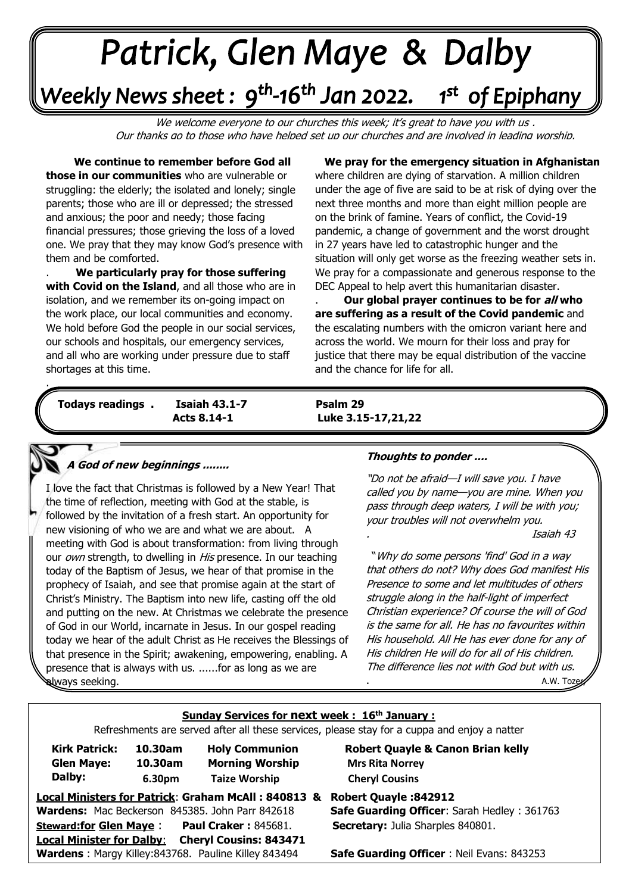# Patrick, Glen Maye & Dalby

## Weekly News sheet : 9th-16th Jan 2022. 1st of Epiphany

*We welcome everyone to our churches this week; it's great to have you with us . Our thanks go to those who have helped set up our churches and are involved in leading worship.*

**We continue to remember before God all those in our communities** who are vulnerable or struggling: the elderly; the isolated and lonely; single parents; those who are ill or depressed; the stressed and anxious; the poor and needy; those facing financial pressures; those grieving the loss of a loved one. We pray that they may know God's presence with them and be comforted.

**We particularly pray for those suffering with Covid on the Island**, and all those who are in isolation, and we remember its on-going impact on the work place, our local communities and economy. We hold before God the people in our social services, our schools and hospitals, our emergency services, and all who are working under pressure due to staff shortages at this time.

**We pray for the emergency situation in Afghanistan** where children are dying of starvation. A million children under the age of five are said to be at risk of dying over the next three months and more than eight million people are on the brink of famine. Years of conflict, the Covid-19 pandemic, a change of government and the worst drought in 27 years have led to catastrophic hunger and the situation will only get worse as the freezing weather sets in. We pray for a compassionate and generous response to the DEC Appeal to help avert this humanitarian disaster.

**Our global prayer continues to be for *all* who are suffering as a result of the Covid pandemic** and the escalating numbers with the omicron variant here and across the world. We mourn for their loss and pray for justice that there may be equal distribution of the vaccine and the chance for life for all.

**Todays readings . Isaiah 43.1-7 Psalm 29**
**Acts 8.14-1 Luke 3.15-17,21,22**

### *A God of new beginnings ........*

I love the fact that Christmas is followed by a New Year! That the time of reflection, meeting with God at the stable, is followed by the invitation of a fresh start. An opportunity for new visioning of who we are and what we are about. A meeting with God is about transformation: from living through our *own* strength, to dwelling in *His* presence. In our teaching today of the Baptism of Jesus, we hear of that promise in the prophecy of Isaiah, and see that promise again at the start of Christ's Ministry. The Baptism into new life, casting off the old and putting on the new. At Christmas we celebrate the presence of God in our World, incarnate in Jesus. In our gospel reading today we hear of the adult Christ as He receives the Blessings of that presence in the Spirit; awakening, empowering, enabling. A presence that is always with us. ......for as long as we are always seeking.

### *Thoughts to ponder ....*

*"Do not be afraid—I will save you. I have called you by name—you are mine. When you pass through deep waters, I will be with you; your troubles will not overwhelm you.*
*Isaiah 43*

*"Why do some persons 'find' God in a way that others do not? Why does God manifest His Presence to some and let multitudes of others struggle along in the half-light of imperfect Christian experience? Of course the will of God is the same for all. He has no favourites within His household. All He has ever done for any of His children He will do for all of His children. The difference lies not with God but with us.*
A.W. Tozer

### Sunday Services for next week : 16th January :

Refreshments are served after all these services, please stay for a cuppa and enjoy a natter

| | | | |
|---|---|---|---|
| **Kirk Patrick:** | **10.30am** | **Holy Communion** | **Robert Quayle & Canon Brian kelly** |
| **Glen Maye:** | **10.30am** | **Morning Worship** | **Mrs Rita Norrey** |
| **Dalby:** | **6.30pm** | **Taize Worship** | **Cheryl Cousins** |

**Local Ministers for Patrick**: **Graham McAll : 840813 & Robert Quayle :842912**
**Wardens:** Mac Beckerson 845385. John Parr 842618
**Safe Guarding Officer**: Sarah Hedley : 361763
**Steward:for Glen Maye** : **Paul Craker :** 845681.
**Secretary:** Julia Sharples 840801.
**Local Minister for Dalby**: **Cheryl Cousins: 843471**
**Wardens** : Margy Killey:843768. Pauline Killey 843494
**Safe Guarding Officer** : Neil Evans: 843253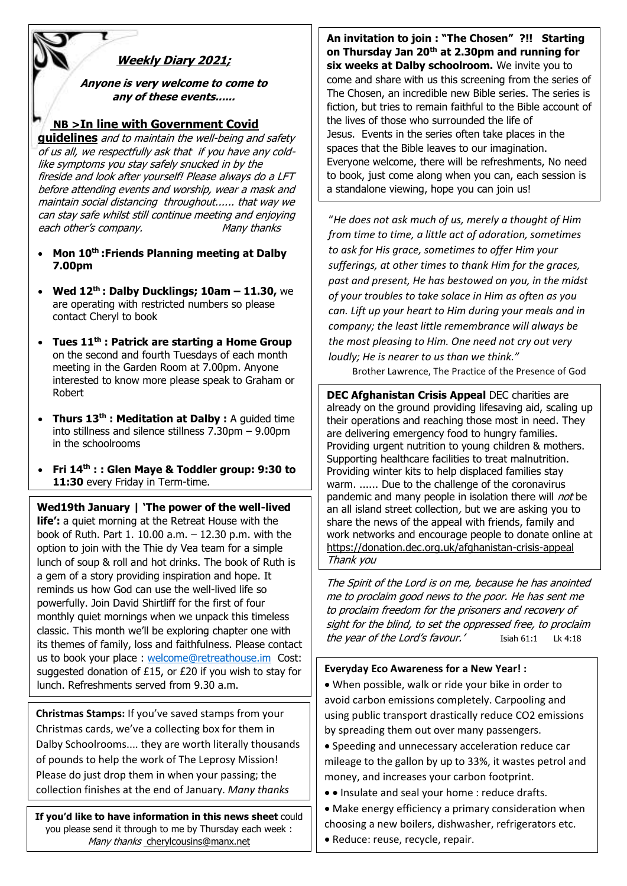## *Weekly Diary 2021;*

***Anyone is very welcome to come to any of these events......***

**NB >In line with Government Covid guidelines** *and to maintain the well-being and safety of us all, we respectfully ask that if you have any cold-like symptoms you stay safely snucked in by the fireside and look after yourself! Please always do a LFT before attending events and worship, wear a mask and maintain social distancing throughout...... that way we can stay safe whilst still continue meeting and enjoying each other's company. Many thanks*

- **Mon 10th :Friends Planning meeting at Dalby 7.00pm**
- **Wed 12th : Dalby Ducklings; 10am – 11.30,** we are operating with restricted numbers so please contact Cheryl to book
- **Tues 11th : Patrick are starting a Home Group** on the second and fourth Tuesdays of each month meeting in the Garden Room at 7.00pm. Anyone interested to know more please speak to Graham or Robert
- **Thurs 13th : Meditation at Dalby :** A guided time into stillness and silence stillness 7.30pm – 9.00pm in the schoolrooms
- **Fri 14th : : Glen Maye & Toddler group: 9:30 to 11:30** every Friday in Term-time.

**Wed19th January | 'The power of the well-lived life':** a quiet morning at the Retreat House with the book of Ruth. Part 1. 10.00 a.m. – 12.30 p.m. with the option to join with the Thie dy Vea team for a simple lunch of soup & roll and hot drinks. The book of Ruth is a gem of a story providing inspiration and hope. It reminds us how God can use the well-lived life so powerfully. Join David Shirtliff for the first of four monthly quiet mornings when we unpack this timeless classic. This month we'll be exploring chapter one with its themes of family, loss and faithfulness. Please contact us to book your place : welcome@retreathouse.im Cost: suggested donation of £15, or £20 if you wish to stay for lunch. Refreshments served from 9.30 a.m.

**Christmas Stamps:** If you've saved stamps from your Christmas cards, we've a collecting box for them in Dalby Schoolrooms.... they are worth literally thousands of pounds to help the work of The Leprosy Mission! Please do just drop them in when your passing; the collection finishes at the end of January. *Many thanks*

**If you'd like to have information in this news sheet** could you please send it through to me by Thursday each week : *Many thanks* cherylcousins@manx.net

**An invitation to join : "The Chosen" ?!! Starting on Thursday Jan 20th at 2.30pm and running for six weeks at Dalby schoolroom.** We invite you to come and share with us this screening from the series of The Chosen, an incredible new Bible series. The series is fiction, but tries to remain faithful to the Bible account of the lives of those who surrounded the life of Jesus. Events in the series often take places in the spaces that the Bible leaves to our imagination. Everyone welcome, there will be refreshments, No need to book, just come along when you can, each session is a standalone viewing, hope you can join us!

*"He does not ask much of us, merely a thought of Him from time to time, a little act of adoration, sometimes to ask for His grace, sometimes to offer Him your sufferings, at other times to thank Him for the graces, past and present, He has bestowed on you, in the midst of your troubles to take solace in Him as often as you can. Lift up your heart to Him during your meals and in company; the least little remembrance will always be the most pleasing to Him. One need not cry out very loudly; He is nearer to us than we think."*

Brother Lawrence, The Practice of the Presence of God

**DEC Afghanistan Crisis Appeal** DEC charities are already on the ground providing lifesaving aid, scaling up their operations and reaching those most in need. They are delivering emergency food to hungry families. Providing urgent nutrition to young children & mothers. Supporting healthcare facilities to treat malnutrition. Providing winter kits to help displaced families stay warm. ...... Due to the challenge of the coronavirus pandemic and many people in isolation there will *not* be an all island street collection, but we are asking you to share the news of the appeal with friends, family and work networks and encourage people to donate online at https://donation.dec.org.uk/afghanistan-crisis-appeal *Thank you*

*The Spirit of the Lord is on me, because he has anointed me to proclaim good news to the poor. He has sent me to proclaim freedom for the prisoners and recovery of sight for the blind, to set the oppressed free, to proclaim the year of the Lord's favour.'* Isiah 61:1 Lk 4:18

**Everyday Eco Awareness for a New Year! :**

- When possible, walk or ride your bike in order to avoid carbon emissions completely. Carpooling and using public transport drastically reduce CO2 emissions by spreading them out over many passengers.
- Speeding and unnecessary acceleration reduce car mileage to the gallon by up to 33%, it wastes petrol and money, and increases your carbon footprint.
- • Insulate and seal your home : reduce drafts.
- Make energy efficiency a primary consideration when choosing a new boilers, dishwasher, refrigerators etc.
- Reduce: reuse, recycle, repair.